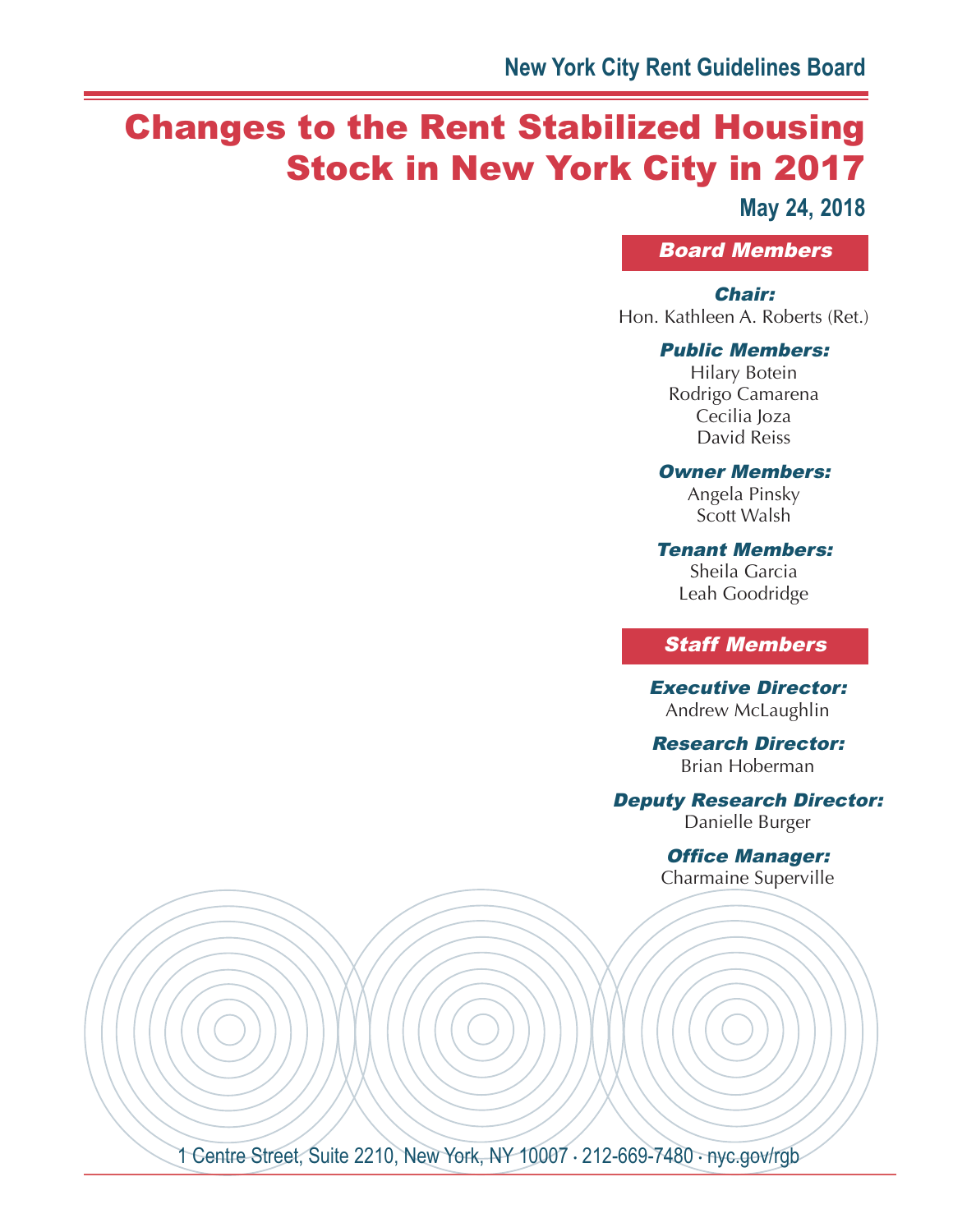New York City Rent Guidelines Board

# Changes to the Rent Stabilized Housing Stock in New York City in 2017

**May 24, 2018**

## Board Members

***Chair:***
Hon. Kathleen A. Roberts (Ret.)

***Public Members:***
Hilary Botein
Rodrigo Camarena
Cecilia Joza
David Reiss

***Owner Members:***
Angela Pinsky
Scott Walsh

***Tenant Members:***
Sheila Garcia
Leah Goodridge

## Staff Members

***Executive Director:***
Andrew McLaughlin

***Research Director:***
Brian Hoberman

***Deputy Research Director:***
Danielle Burger

***Office Manager:***
Charmaine Superville

1 Centre Street, Suite 2210, New York, NY 10007 · 212-669-7480 · nyc.gov/rgb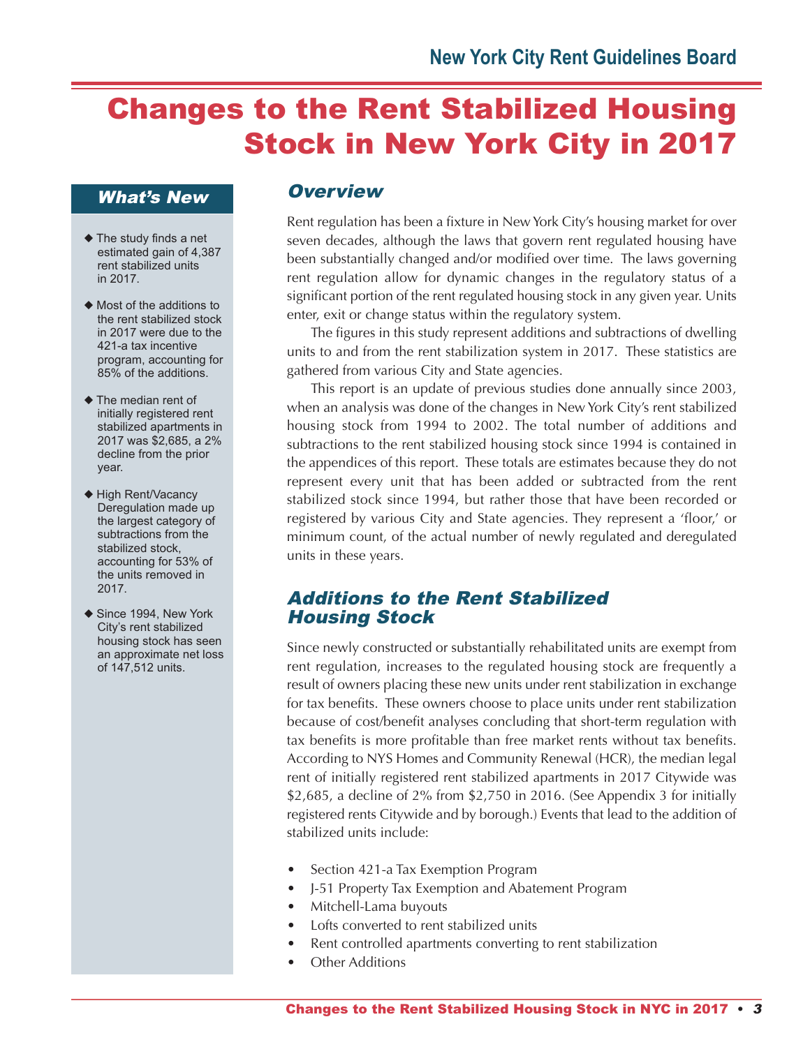# Changes to the Rent Stabilized Housing Stock in New York City in 2017

### What's New

- ◆ The study finds a net estimated gain of 4,387 rent stabilized units in 2017.
- ◆ Most of the additions to the rent stabilized stock in 2017 were due to the 421-a tax incentive program, accounting for 85% of the additions.
- ◆ The median rent of initially registered rent stabilized apartments in 2017 was $2,685, a 2% decline from the prior year.
- ◆ High Rent/Vacancy Deregulation made up the largest category of subtractions from the stabilized stock, accounting for 53% of the units removed in 2017.
- ◆ Since 1994, New York City's rent stabilized housing stock has seen an approximate net loss of 147,512 units.

## *Overview*

Rent regulation has been a fixture in New York City's housing market for over seven decades, although the laws that govern rent regulated housing have been substantially changed and/or modified over time. The laws governing rent regulation allow for dynamic changes in the regulatory status of a significant portion of the rent regulated housing stock in any given year. Units enter, exit or change status within the regulatory system.

The figures in this study represent additions and subtractions of dwelling units to and from the rent stabilization system in 2017. These statistics are gathered from various City and State agencies.

This report is an update of previous studies done annually since 2003, when an analysis was done of the changes in New York City's rent stabilized housing stock from 1994 to 2002. The total number of additions and subtractions to the rent stabilized housing stock since 1994 is contained in the appendices of this report. These totals are estimates because they do not represent every unit that has been added or subtracted from the rent stabilized stock since 1994, but rather those that have been recorded or registered by various City and State agencies. They represent a 'floor,' or minimum count, of the actual number of newly regulated and deregulated units in these years.

## *Additions to the Rent Stabilized Housing Stock*

Since newly constructed or substantially rehabilitated units are exempt from rent regulation, increases to the regulated housing stock are frequently a result of owners placing these new units under rent stabilization in exchange for tax benefits. These owners choose to place units under rent stabilization because of cost/benefit analyses concluding that short-term regulation with tax benefits is more profitable than free market rents without tax benefits. According to NYS Homes and Community Renewal (HCR), the median legal rent of initially registered rent stabilized apartments in 2017 Citywide was $2,685, a decline of 2% from $2,750 in 2016. (See Appendix 3 for initially registered rents Citywide and by borough.) Events that lead to the addition of stabilized units include:

- Section 421-a Tax Exemption Program
- J-51 Property Tax Exemption and Abatement Program
- Mitchell-Lama buyouts
- Lofts converted to rent stabilized units
- Rent controlled apartments converting to rent stabilization
- Other Additions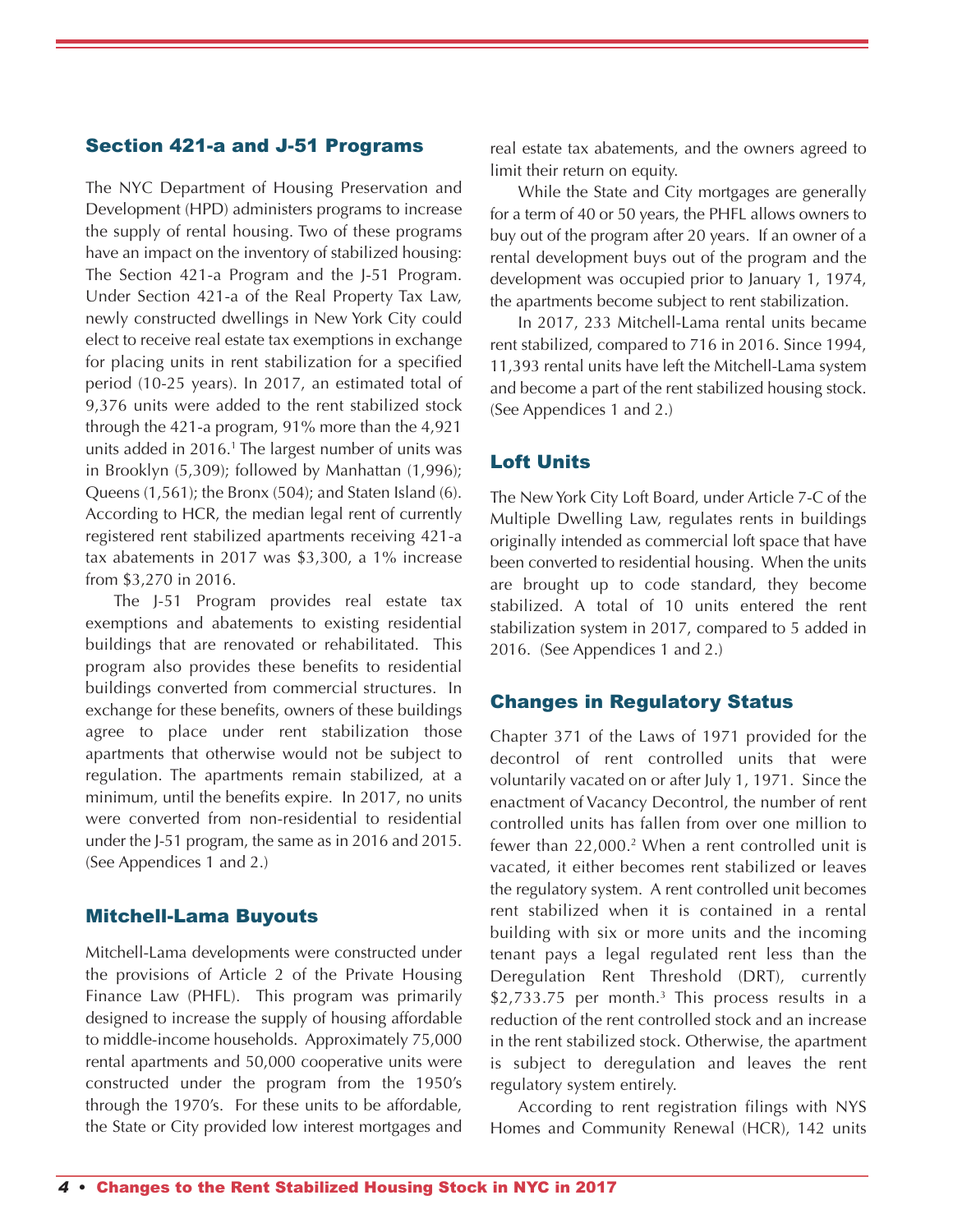## Section 421-a and J-51 Programs

The NYC Department of Housing Preservation and Development (HPD) administers programs to increase the supply of rental housing. Two of these programs have an impact on the inventory of stabilized housing: The Section 421-a Program and the J-51 Program. Under Section 421-a of the Real Property Tax Law, newly constructed dwellings in New York City could elect to receive real estate tax exemptions in exchange for placing units in rent stabilization for a specified period (10-25 years). In 2017, an estimated total of 9,376 units were added to the rent stabilized stock through the 421-a program, 91% more than the 4,921 units added in 2016.[1] The largest number of units was in Brooklyn (5,309); followed by Manhattan (1,996); Queens (1,561); the Bronx (504); and Staten Island (6). According to HCR, the median legal rent of currently registered rent stabilized apartments receiving 421-a tax abatements in 2017 was $3,300, a 1% increase from $3,270 in 2016.

The J-51 Program provides real estate tax exemptions and abatements to existing residential buildings that are renovated or rehabilitated. This program also provides these benefits to residential buildings converted from commercial structures. In exchange for these benefits, owners of these buildings agree to place under rent stabilization those apartments that otherwise would not be subject to regulation. The apartments remain stabilized, at a minimum, until the benefits expire. In 2017, no units were converted from non-residential to residential under the J-51 program, the same as in 2016 and 2015. (See Appendices 1 and 2.)

## Mitchell-Lama Buyouts

Mitchell-Lama developments were constructed under the provisions of Article 2 of the Private Housing Finance Law (PHFL). This program was primarily designed to increase the supply of housing affordable to middle-income households. Approximately 75,000 rental apartments and 50,000 cooperative units were constructed under the program from the 1950's through the 1970's. For these units to be affordable, the State or City provided low interest mortgages and real estate tax abatements, and the owners agreed to limit their return on equity.

While the State and City mortgages are generally for a term of 40 or 50 years, the PHFL allows owners to buy out of the program after 20 years. If an owner of a rental development buys out of the program and the development was occupied prior to January 1, 1974, the apartments become subject to rent stabilization.

In 2017, 233 Mitchell-Lama rental units became rent stabilized, compared to 716 in 2016. Since 1994, 11,393 rental units have left the Mitchell-Lama system and become a part of the rent stabilized housing stock. (See Appendices 1 and 2.)

## Loft Units

The New York City Loft Board, under Article 7-C of the Multiple Dwelling Law, regulates rents in buildings originally intended as commercial loft space that have been converted to residential housing. When the units are brought up to code standard, they become stabilized. A total of 10 units entered the rent stabilization system in 2017, compared to 5 added in 2016. (See Appendices 1 and 2.)

## Changes in Regulatory Status

Chapter 371 of the Laws of 1971 provided for the decontrol of rent controlled units that were voluntarily vacated on or after July 1, 1971. Since the enactment of Vacancy Decontrol, the number of rent controlled units has fallen from over one million to fewer than 22,000.[2] When a rent controlled unit is vacated, it either becomes rent stabilized or leaves the regulatory system. A rent controlled unit becomes rent stabilized when it is contained in a rental building with six or more units and the incoming tenant pays a legal regulated rent less than the Deregulation Rent Threshold (DRT), currently $2,733.75 per month.[3] This process results in a reduction of the rent controlled stock and an increase in the rent stabilized stock. Otherwise, the apartment is subject to deregulation and leaves the rent regulatory system entirely.

According to rent registration filings with NYS Homes and Community Renewal (HCR), 142 units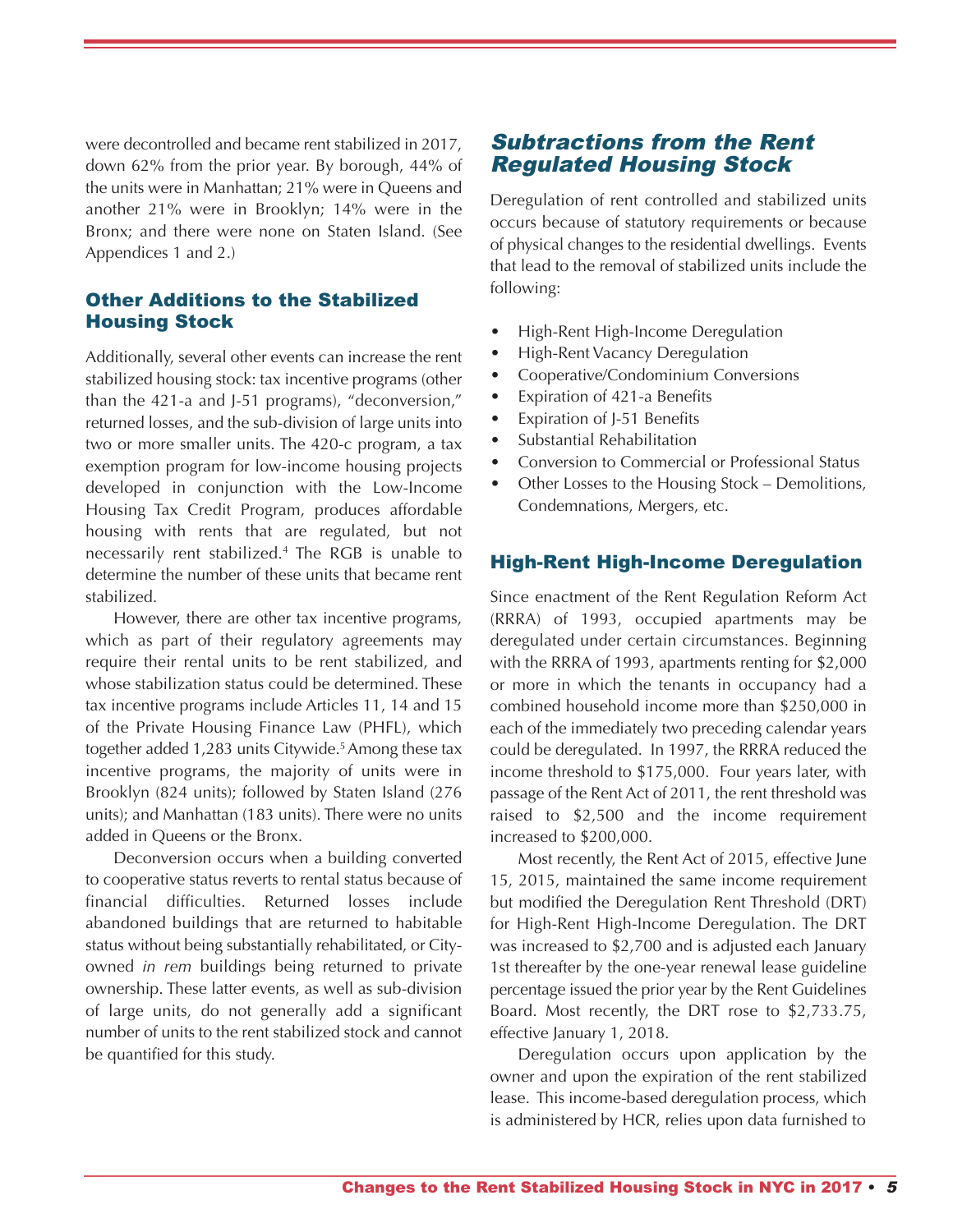were decontrolled and became rent stabilized in 2017, down 62% from the prior year. By borough, 44% of the units were in Manhattan; 21% were in Queens and another 21% were in Brooklyn; 14% were in the Bronx; and there were none on Staten Island. (See Appendices 1 and 2.)

### Other Additions to the Stabilized Housing Stock

Additionally, several other events can increase the rent stabilized housing stock: tax incentive programs (other than the 421-a and J-51 programs), "deconversion," returned losses, and the sub-division of large units into two or more smaller units. The 420-c program, a tax exemption program for low-income housing projects developed in conjunction with the Low-Income Housing Tax Credit Program, produces affordable housing with rents that are regulated, but not necessarily rent stabilized.[4] The RGB is unable to determine the number of these units that became rent stabilized.

However, there are other tax incentive programs, which as part of their regulatory agreements may require their rental units to be rent stabilized, and whose stabilization status could be determined. These tax incentive programs include Articles 11, 14 and 15 of the Private Housing Finance Law (PHFL), which together added 1,283 units Citywide.[5] Among these tax incentive programs, the majority of units were in Brooklyn (824 units); followed by Staten Island (276 units); and Manhattan (183 units). There were no units added in Queens or the Bronx.

Deconversion occurs when a building converted to cooperative status reverts to rental status because of financial difficulties. Returned losses include abandoned buildings that are returned to habitable status without being substantially rehabilitated, or City-owned *in rem* buildings being returned to private ownership. These latter events, as well as sub-division of large units, do not generally add a significant number of units to the rent stabilized stock and cannot be quantified for this study.

## Subtractions from the Rent Regulated Housing Stock

Deregulation of rent controlled and stabilized units occurs because of statutory requirements or because of physical changes to the residential dwellings. Events that lead to the removal of stabilized units include the following:

- High-Rent High-Income Deregulation
- High-Rent Vacancy Deregulation
- Cooperative/Condominium Conversions
- Expiration of 421-a Benefits
- Expiration of J-51 Benefits
- Substantial Rehabilitation
- Conversion to Commercial or Professional Status
- Other Losses to the Housing Stock – Demolitions, Condemnations, Mergers, etc.

### High-Rent High-Income Deregulation

Since enactment of the Rent Regulation Reform Act (RRRA) of 1993, occupied apartments may be deregulated under certain circumstances. Beginning with the RRRA of 1993, apartments renting for $2,000 or more in which the tenants in occupancy had a combined household income more than $250,000 in each of the immediately two preceding calendar years could be deregulated. In 1997, the RRRA reduced the income threshold to $175,000. Four years later, with passage of the Rent Act of 2011, the rent threshold was raised to $2,500 and the income requirement increased to $200,000.

Most recently, the Rent Act of 2015, effective June 15, 2015, maintained the same income requirement but modified the Deregulation Rent Threshold (DRT) for High-Rent High-Income Deregulation. The DRT was increased to $2,700 and is adjusted each January 1st thereafter by the one-year renewal lease guideline percentage issued the prior year by the Rent Guidelines Board. Most recently, the DRT rose to $2,733.75, effective January 1, 2018.

Deregulation occurs upon application by the owner and upon the expiration of the rent stabilized lease. This income-based deregulation process, which is administered by HCR, relies upon data furnished to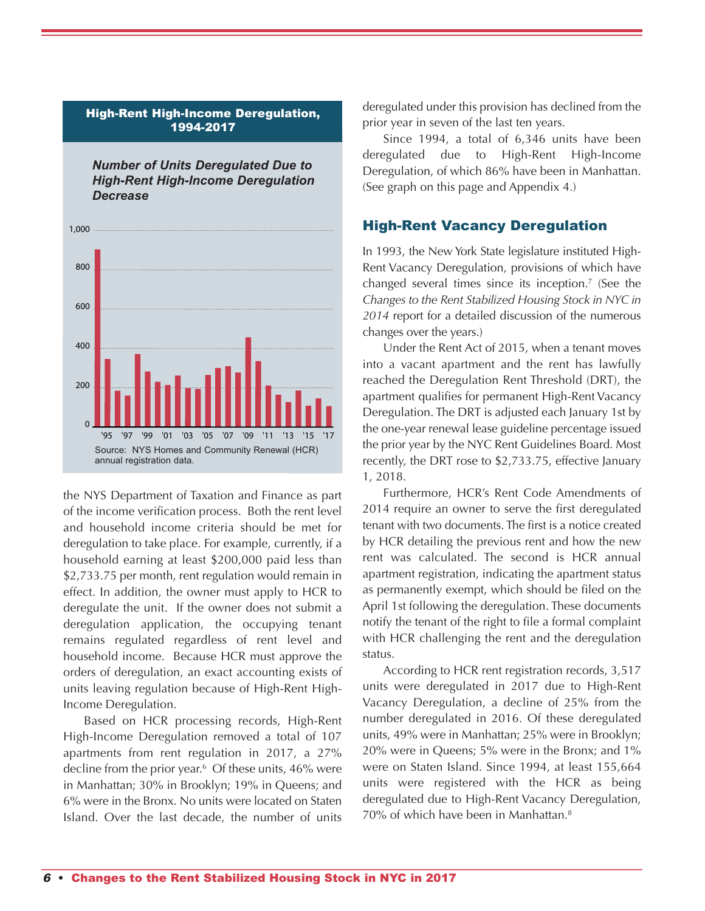**High-Rent High-Income Deregulation, 1994-2017**

***Number of Units Deregulated Due to High-Rent High-Income Deregulation Decrease***

Source: NYS Homes and Community Renewal (HCR) annual registration data.

the NYS Department of Taxation and Finance as part of the income verification process. Both the rent level and household income criteria should be met for deregulation to take place. For example, currently, if a household earning at least $200,000 paid less than $2,733.75 per month, rent regulation would remain in effect. In addition, the owner must apply to HCR to deregulate the unit. If the owner does not submit a deregulation application, the occupying tenant remains regulated regardless of rent level and household income. Because HCR must approve the orders of deregulation, an exact accounting exists of units leaving regulation because of High-Rent High-Income Deregulation.

Based on HCR processing records, High-Rent High-Income Deregulation removed a total of 107 apartments from rent regulation in 2017, a 27% decline from the prior year.[6] Of these units, 46% were in Manhattan; 30% in Brooklyn; 19% in Queens; and 6% were in the Bronx. No units were located on Staten Island. Over the last decade, the number of units deregulated under this provision has declined from the prior year in seven of the last ten years.

Since 1994, a total of 6,346 units have been deregulated due to High-Rent High-Income Deregulation, of which 86% have been in Manhattan. (See graph on this page and Appendix 4.)

## High-Rent Vacancy Deregulation

In 1993, the New York State legislature instituted High-Rent Vacancy Deregulation, provisions of which have changed several times since its inception.[7] (See the *Changes to the Rent Stabilized Housing Stock in NYC in 2014* report for a detailed discussion of the numerous changes over the years.)

Under the Rent Act of 2015, when a tenant moves into a vacant apartment and the rent has lawfully reached the Deregulation Rent Threshold (DRT), the apartment qualifies for permanent High-Rent Vacancy Deregulation. The DRT is adjusted each January 1st by the one-year renewal lease guideline percentage issued the prior year by the NYC Rent Guidelines Board. Most recently, the DRT rose to $2,733.75, effective January 1, 2018.

Furthermore, HCR's Rent Code Amendments of 2014 require an owner to serve the first deregulated tenant with two documents. The first is a notice created by HCR detailing the previous rent and how the new rent was calculated. The second is HCR annual apartment registration, indicating the apartment status as permanently exempt, which should be filed on the April 1st following the deregulation. These documents notify the tenant of the right to file a formal complaint with HCR challenging the rent and the deregulation status.

According to HCR rent registration records, 3,517 units were deregulated in 2017 due to High-Rent Vacancy Deregulation, a decline of 25% from the number deregulated in 2016. Of these deregulated units, 49% were in Manhattan; 25% were in Brooklyn; 20% were in Queens; 5% were in the Bronx; and 1% were on Staten Island. Since 1994, at least 155,664 units were registered with the HCR as being deregulated due to High-Rent Vacancy Deregulation, 70% of which have been in Manhattan.[8]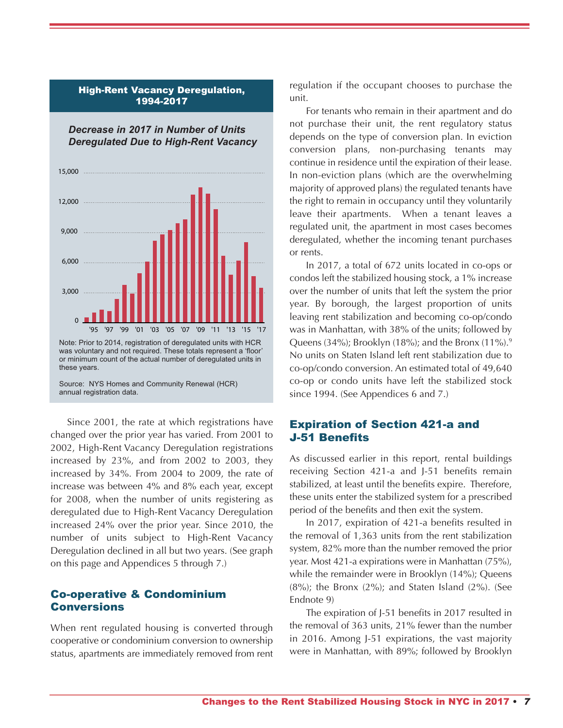### High-Rent Vacancy Deregulation, 1994-2017

*Decrease in 2017 in Number of Units Deregulated Due to High-Rent Vacancy*

Note: Prior to 2014, registration of deregulated units with HCR was voluntary and not required. These totals represent a 'floor' or minimum count of the actual number of deregulated units in these years.

Source: NYS Homes and Community Renewal (HCR) annual registration data.

Since 2001, the rate at which registrations have changed over the prior year has varied. From 2001 to 2002, High-Rent Vacancy Deregulation registrations increased by 23%, and from 2002 to 2003, they increased by 34%. From 2004 to 2009, the rate of increase was between 4% and 8% each year, except for 2008, when the number of units registering as deregulated due to High-Rent Vacancy Deregulation increased 24% over the prior year. Since 2010, the number of units subject to High-Rent Vacancy Deregulation declined in all but two years. (See graph on this page and Appendices 5 through 7.)

## Co-operative & Condominium Conversions

When rent regulated housing is converted through cooperative or condominium conversion to ownership status, apartments are immediately removed from rent regulation if the occupant chooses to purchase the unit.

For tenants who remain in their apartment and do not purchase their unit, the rent regulatory status depends on the type of conversion plan. In eviction conversion plans, non-purchasing tenants may continue in residence until the expiration of their lease. In non-eviction plans (which are the overwhelming majority of approved plans) the regulated tenants have the right to remain in occupancy until they voluntarily leave their apartments. When a tenant leaves a regulated unit, the apartment in most cases becomes deregulated, whether the incoming tenant purchases or rents.

In 2017, a total of 672 units located in co-ops or condos left the stabilized housing stock, a 1% increase over the number of units that left the system the prior year. By borough, the largest proportion of units leaving rent stabilization and becoming co-op/condo was in Manhattan, with 38% of the units; followed by Queens (34%); Brooklyn (18%); and the Bronx (11%).[9] No units on Staten Island left rent stabilization due to co-op/condo conversion. An estimated total of 49,640 co-op or condo units have left the stabilized stock since 1994. (See Appendices 6 and 7.)

## Expiration of Section 421-a and J-51 Benefits

As discussed earlier in this report, rental buildings receiving Section 421-a and J-51 benefits remain stabilized, at least until the benefits expire. Therefore, these units enter the stabilized system for a prescribed period of the benefits and then exit the system.

In 2017, expiration of 421-a benefits resulted in the removal of 1,363 units from the rent stabilization system, 82% more than the number removed the prior year. Most 421-a expirations were in Manhattan (75%), while the remainder were in Brooklyn (14%); Queens (8%); the Bronx (2%); and Staten Island (2%). (See Endnote 9)

The expiration of J-51 benefits in 2017 resulted in the removal of 363 units, 21% fewer than the number in 2016. Among J-51 expirations, the vast majority were in Manhattan, with 89%; followed by Brooklyn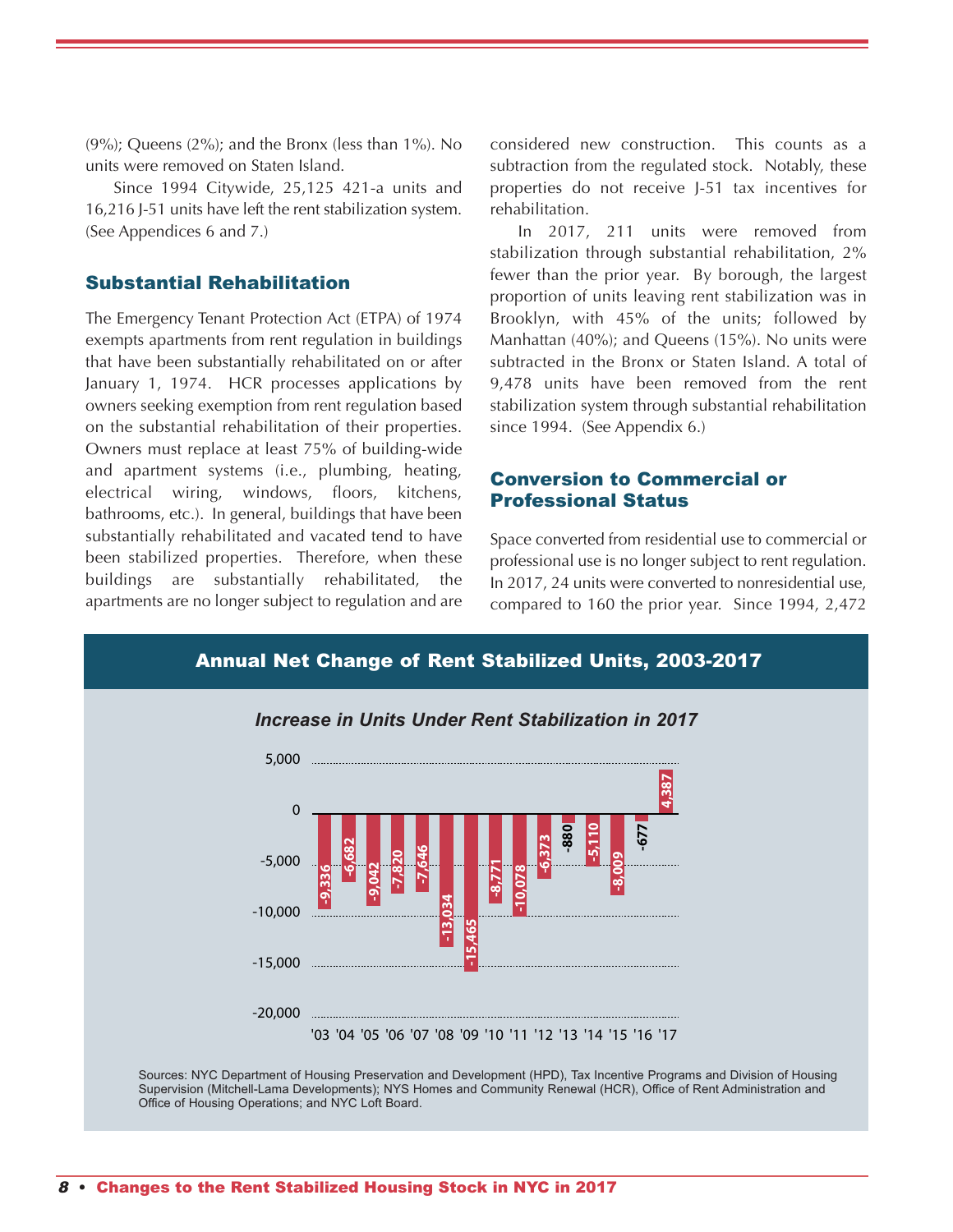(9%); Queens (2%); and the Bronx (less than 1%). No units were removed on Staten Island.

Since 1994 Citywide, 25,125 421-a units and 16,216 J-51 units have left the rent stabilization system. (See Appendices 6 and 7.)

## Substantial Rehabilitation

The Emergency Tenant Protection Act (ETPA) of 1974 exempts apartments from rent regulation in buildings that have been substantially rehabilitated on or after January 1, 1974. HCR processes applications by owners seeking exemption from rent regulation based on the substantial rehabilitation of their properties. Owners must replace at least 75% of building-wide and apartment systems (i.e., plumbing, heating, electrical wiring, windows, floors, kitchens, bathrooms, etc.). In general, buildings that have been substantially rehabilitated and vacated tend to have been stabilized properties. Therefore, when these buildings are substantially rehabilitated, the apartments are no longer subject to regulation and are considered new construction. This counts as a subtraction from the regulated stock. Notably, these properties do not receive J-51 tax incentives for rehabilitation.

In 2017, 211 units were removed from stabilization through substantial rehabilitation, 2% fewer than the prior year. By borough, the largest proportion of units leaving rent stabilization was in Brooklyn, with 45% of the units; followed by Manhattan (40%); and Queens (15%). No units were subtracted in the Bronx or Staten Island. A total of 9,478 units have been removed from the rent stabilization system through substantial rehabilitation since 1994. (See Appendix 6.)

## Conversion to Commercial or Professional Status

Space converted from residential use to commercial or professional use is no longer subject to rent regulation. In 2017, 24 units were converted to nonresidential use, compared to 160 the prior year. Since 1994, 2,472

### Annual Net Change of Rent Stabilized Units, 2003-2017

*Increase in Units Under Rent Stabilization in 2017*

| Year | Net Change |
|---|---|
| '03 | -9,336 |
| '04 | -6,682 |
| '05 | -9,042 |
| '06 | -7,820 |
| '07 | -7,646 |
| '08 | -13,034 |
| '09 | -15,465 |
| '10 | -8,771 |
| '11 | -10,078 |
| '12 | -6,373 |
| '13 | -880 |
| '14 | -5,110 |
| '15 | -8,009 |
| '16 | -677 |
| '17 | 4,387 |

Sources: NYC Department of Housing Preservation and Development (HPD), Tax Incentive Programs and Division of Housing Supervision (Mitchell-Lama Developments); NYS Homes and Community Renewal (HCR), Office of Rent Administration and Office of Housing Operations; and NYC Loft Board.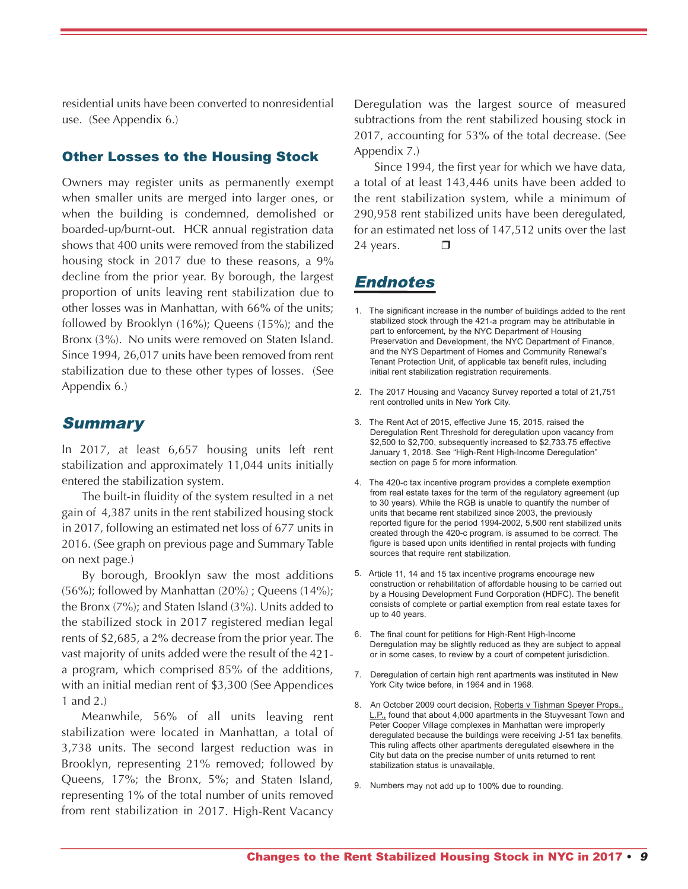residential units have been converted to nonresidential use. (See Appendix 6.)

## Other Losses to the Housing Stock

Owners may register units as permanently exempt when smaller units are merged into larger ones, or when the building is condemned, demolished or boarded-up/burnt-out. HCR annual registration data shows that 400 units were removed from the stabilized housing stock in 2017 due to these reasons, a 9% decline from the prior year. By borough, the largest proportion of units leaving rent stabilization due to other losses was in Manhattan, with 66% of the units; followed by Brooklyn (16%); Queens (15%); and the Bronx (3%). No units were removed on Staten Island. Since 1994, 26,017 units have been removed from rent stabilization due to these other types of losses. (See Appendix 6.)

## *Summary*

In 2017, at least 6,657 housing units left rent stabilization and approximately 11,044 units initially entered the stabilization system.

The built-in fluidity of the system resulted in a net gain of 4,387 units in the rent stabilized housing stock in 2017, following an estimated net loss of 677 units in 2016. (See graph on previous page and Summary Table on next page.)

By borough, Brooklyn saw the most additions (56%); followed by Manhattan (20%) ; Queens (14%); the Bronx (7%); and Staten Island (3%). Units added to the stabilized stock in 2017 registered median legal rents of $2,685, a 2% decrease from the prior year. The vast majority of units added were the result of the 421-a program, which comprised 85% of the additions, with an initial median rent of $3,300 (See Appendices 1 and 2.)

Meanwhile, 56% of all units leaving rent stabilization were located in Manhattan, a total of 3,738 units. The second largest reduction was in Brooklyn, representing 21% removed; followed by Queens, 17%; the Bronx, 5%; and Staten Island, representing 1% of the total number of units removed from rent stabilization in 2017. High-Rent Vacancy Deregulation was the largest source of measured subtractions from the rent stabilized housing stock in 2017, accounting for 53% of the total decrease. (See Appendix 7.)

Since 1994, the first year for which we have data, a total of at least 143,446 units have been added to the rent stabilization system, while a minimum of 290,958 rent stabilized units have been deregulated, for an estimated net loss of 147,512 units over the last 24 years. ❐

## *Endnotes*

1. The significant increase in the number of buildings added to the rent stabilized stock through the 421-a program may be attributable in part to enforcement, by the NYC Department of Housing Preservation and Development, the NYC Department of Finance, and the NYS Department of Homes and Community Renewal's Tenant Protection Unit, of applicable tax benefit rules, including initial rent stabilization registration requirements.

2. The 2017 Housing and Vacancy Survey reported a total of 21,751 rent controlled units in New York City.

3. The Rent Act of 2015, effective June 15, 2015, raised the Deregulation Rent Threshold for deregulation upon vacancy from $2,500 to $2,700, subsequently increased to $2,733.75 effective January 1, 2018. See "High-Rent High-Income Deregulation" section on page 5 for more information.

4. The 420-c tax incentive program provides a complete exemption from real estate taxes for the term of the regulatory agreement (up to 30 years). While the RGB is unable to quantify the number of units that became rent stabilized since 2003, the previously reported figure for the period 1994-2002, 5,500 rent stabilized units created through the 420-c program, is assumed to be correct. The figure is based upon units identified in rental projects with funding sources that require rent stabilization.

5. Article 11, 14 and 15 tax incentive programs encourage new construction or rehabilitation of affordable housing to be carried out by a Housing Development Fund Corporation (HDFC). The benefit consists of complete or partial exemption from real estate taxes for up to 40 years.

6. The final count for petitions for High-Rent High-Income Deregulation may be slightly reduced as they are subject to appeal or in some cases, to review by a court of competent jurisdiction.

7. Deregulation of certain high rent apartments was instituted in New York City twice before, in 1964 and in 1968.

8. An October 2009 court decision, Roberts v Tishman Speyer Props., L.P., found that about 4,000 apartments in the Stuyvesant Town and Peter Cooper Village complexes in Manhattan were improperly deregulated because the buildings were receiving J-51 tax benefits. This ruling affects other apartments deregulated elsewhere in the City but data on the precise number of units returned to rent stabilization status is unavailable.

9. Numbers may not add up to 100% due to rounding.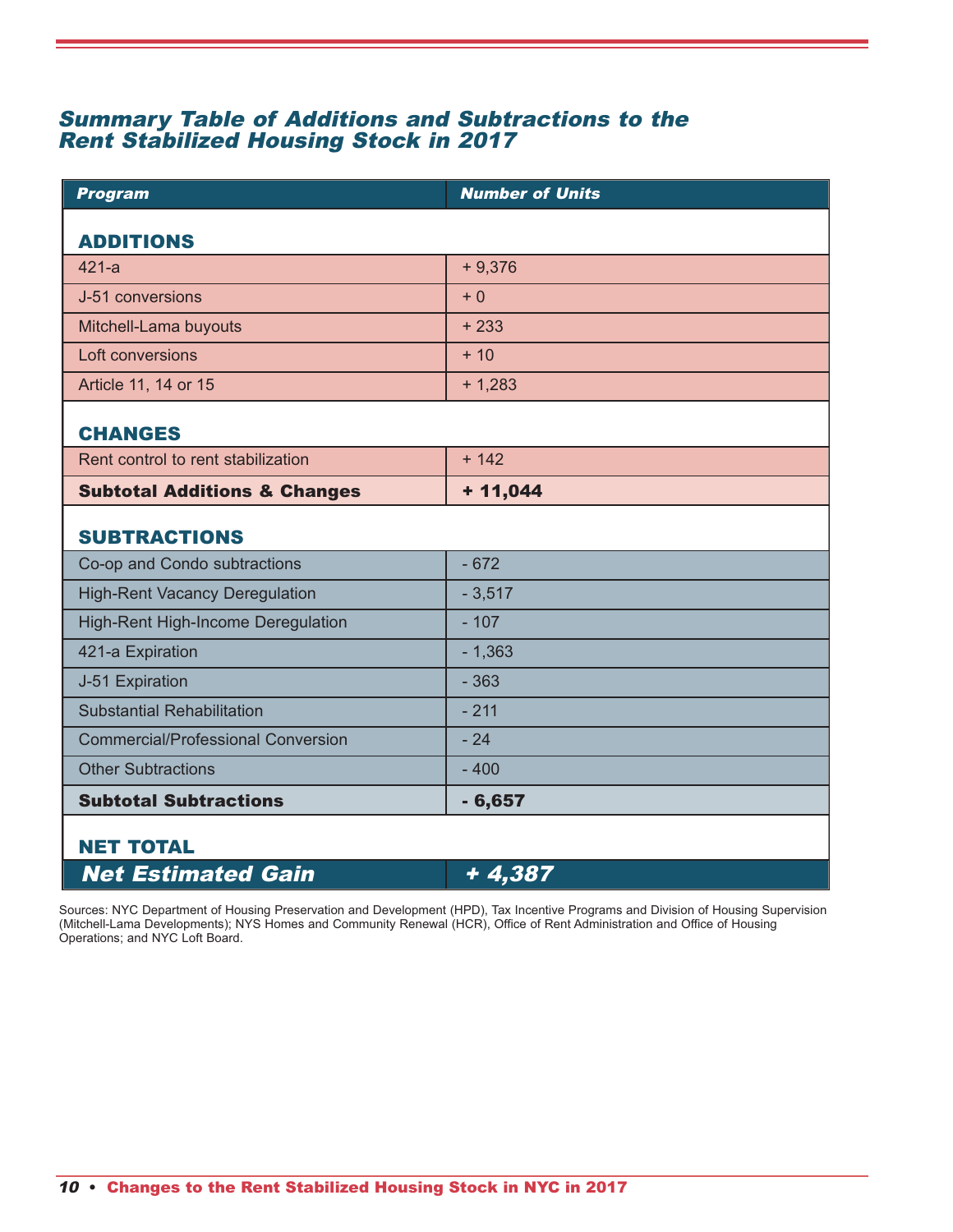## *Summary Table of Additions and Subtractions to the Rent Stabilized Housing Stock in 2017*

| *Program* | *Number of Units* |
|---|---|
| **ADDITIONS** | |
| 421-a | + 9,376 |
| J-51 conversions | + 0 |
| Mitchell-Lama buyouts | + 233 |
| Loft conversions | + 10 |
| Article 11, 14 or 15 | + 1,283 |
| **CHANGES** | |
| Rent control to rent stabilization | + 142 |
| **Subtotal Additions & Changes** | **+ 11,044** |
| **SUBTRACTIONS** | |
| Co-op and Condo subtractions | - 672 |
| High-Rent Vacancy Deregulation | - 3,517 |
| High-Rent High-Income Deregulation | - 107 |
| 421-a Expiration | - 1,363 |
| J-51 Expiration | - 363 |
| Substantial Rehabilitation | - 211 |
| Commercial/Professional Conversion | - 24 |
| Other Subtractions | - 400 |
| **Subtotal Subtractions** | **- 6,657** |
| **NET TOTAL** | |
| ***Net Estimated Gain*** | ***+ 4,387*** |

Sources: NYC Department of Housing Preservation and Development (HPD), Tax Incentive Programs and Division of Housing Supervision (Mitchell-Lama Developments); NYS Homes and Community Renewal (HCR), Office of Rent Administration and Office of Housing Operations; and NYC Loft Board.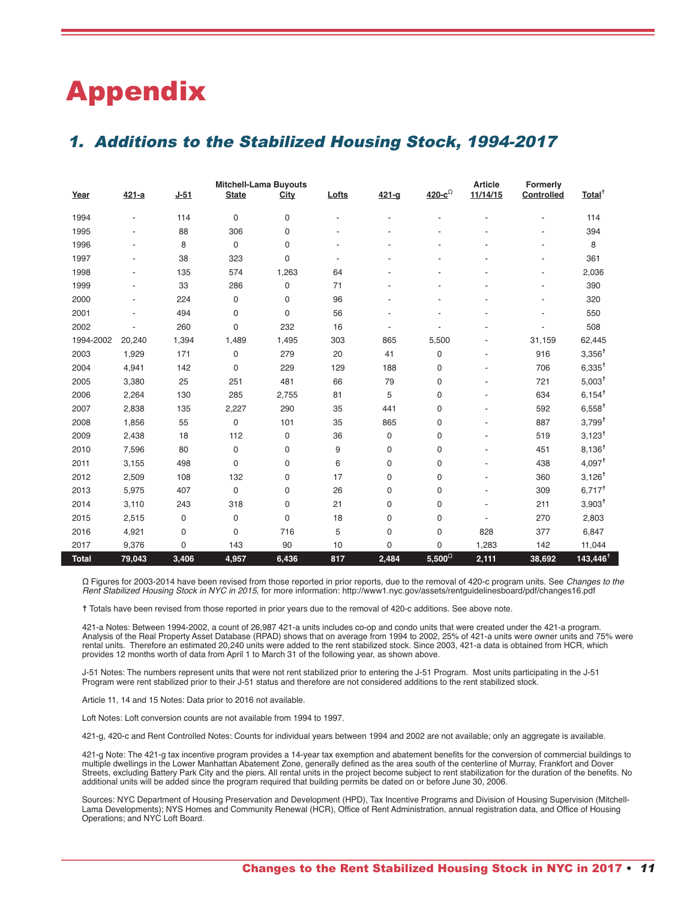# Appendix

## 1. Additions to the Stabilized Housing Stock, 1994-2017

| Year | 421-a | J-51 | Mitchell-Lama Buyouts State | Mitchell-Lama Buyouts City | Lofts | 421-g | 420-c$^{\Omega}$ | Article 11/14/15 | Formerly Controlled | Total† |
|---|---|---|---|---|---|---|---|---|---|---|
| 1994 | - | 114 | 0 | 0 | - | - | - | - | - | 114 |
| 1995 | - | 88 | 306 | 0 | - | - | - | - | - | 394 |
| 1996 | - | 8 | 0 | 0 | - | - | - | - | - | 8 |
| 1997 | - | 38 | 323 | 0 | - | - | - | - | - | 361 |
| 1998 | - | 135 | 574 | 1,263 | 64 | - | - | - | - | 2,036 |
| 1999 | - | 33 | 286 | 0 | 71 | - | - | - | - | 390 |
| 2000 | - | 224 | 0 | 0 | 96 | - | - | - | - | 320 |
| 2001 | - | 494 | 0 | 0 | 56 | - | - | - | - | 550 |
| 2002 | - | 260 | 0 | 232 | 16 | - | - | - | - | 508 |
| 1994-2002 | 20,240 | 1,394 | 1,489 | 1,495 | 303 | 865 | 5,500 | - | 31,159 | 62,445 |
| 2003 | 1,929 | 171 | 0 | 279 | 20 | 41 | 0 | - | 916 | 3,356† |
| 2004 | 4,941 | 142 | 0 | 229 | 129 | 188 | 0 | - | 706 | 6,335† |
| 2005 | 3,380 | 25 | 251 | 481 | 66 | 79 | 0 | - | 721 | 5,003† |
| 2006 | 2,264 | 130 | 285 | 2,755 | 81 | 5 | 0 | - | 634 | 6,154† |
| 2007 | 2,838 | 135 | 2,227 | 290 | 35 | 441 | 0 | - | 592 | 6,558† |
| 2008 | 1,856 | 55 | 0 | 101 | 35 | 865 | 0 | - | 887 | 3,799† |
| 2009 | 2,438 | 18 | 112 | 0 | 36 | 0 | 0 | - | 519 | 3,123† |
| 2010 | 7,596 | 80 | 0 | 0 | 9 | 0 | 0 | - | 451 | 8,136† |
| 2011 | 3,155 | 498 | 0 | 0 | 6 | 0 | 0 | - | 438 | 4,097† |
| 2012 | 2,509 | 108 | 132 | 0 | 17 | 0 | 0 | - | 360 | 3,126† |
| 2013 | 5,975 | 407 | 0 | 0 | 26 | 0 | 0 | - | 309 | 6,717† |
| 2014 | 3,110 | 243 | 318 | 0 | 21 | 0 | 0 | - | 211 | 3,903† |
| 2015 | 2,515 | 0 | 0 | 0 | 18 | 0 | 0 | - | 270 | 2,803 |
| 2016 | 4,921 | 0 | 0 | 716 | 5 | 0 | 0 | 828 | 377 | 6,847 |
| 2017 | 9,376 | 0 | 143 | 90 | 10 | 0 | 0 | 1,283 | 142 | 11,044 |
| **Total** | **79,043** | **3,406** | **4,957** | **6,436** | **817** | **2,484** | **5,500$^{\Omega}$** | **2,111** | **38,692** | **143,446†** |

Ω Figures for 2003-2014 have been revised from those reported in prior reports, due to the removal of 420-c program units. See *Changes to the Rent Stabilized Housing Stock in NYC in 2015*, for more information: http://www1.nyc.gov/assets/rentguidelinesboard/pdf/changes16.pdf

† Totals have been revised from those reported in prior years due to the removal of 420-c additions. See above note.

421-a Notes: Between 1994-2002, a count of 26,987 421-a units includes co-op and condo units that were created under the 421-a program. Analysis of the Real Property Asset Database (RPAD) shows that on average from 1994 to 2002, 25% of 421-a units were owner units and 75% were rental units. Therefore an estimated 20,240 units were added to the rent stabilized stock. Since 2003, 421-a data is obtained from HCR, which provides 12 months worth of data from April 1 to March 31 of the following year, as shown above.

J-51 Notes: The numbers represent units that were not rent stabilized prior to entering the J-51 Program. Most units participating in the J-51 Program were rent stabilized prior to their J-51 status and therefore are not considered additions to the rent stabilized stock.

Article 11, 14 and 15 Notes: Data prior to 2016 not available.

Loft Notes: Loft conversion counts are not available from 1994 to 1997.

421-g, 420-c and Rent Controlled Notes: Counts for individual years between 1994 and 2002 are not available; only an aggregate is available.

421-g Note: The 421-g tax incentive program provides a 14-year tax exemption and abatement benefits for the conversion of commercial buildings to multiple dwellings in the Lower Manhattan Abatement Zone, generally defined as the area south of the centerline of Murray, Frankfort and Dover Streets, excluding Battery Park City and the piers. All rental units in the project become subject to rent stabilization for the duration of the benefits. No additional units will be added since the program required that building permits be dated on or before June 30, 2006.

Sources: NYC Department of Housing Preservation and Development (HPD), Tax Incentive Programs and Division of Housing Supervision (Mitchell-Lama Developments); NYS Homes and Community Renewal (HCR), Office of Rent Administration, annual registration data, and Office of Housing Operations; and NYC Loft Board.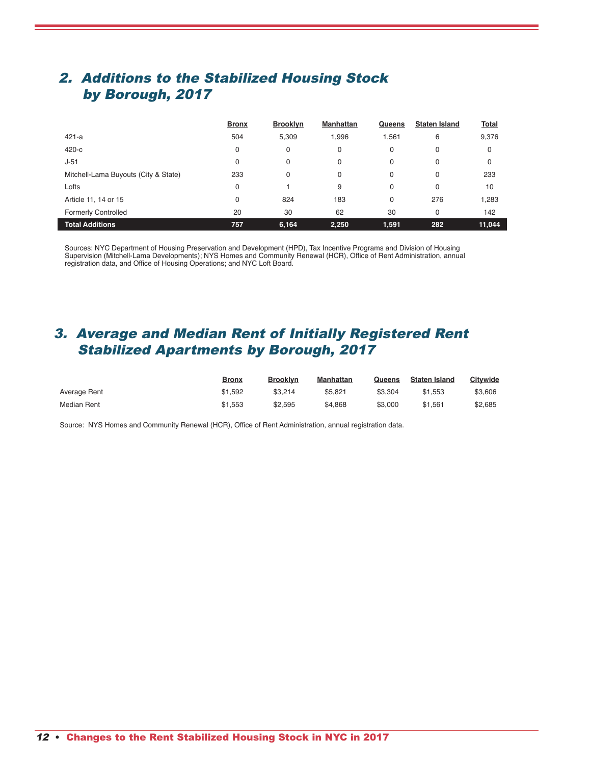## 2. Additions to the Stabilized Housing Stock by Borough, 2017

| | Bronx | Brooklyn | Manhattan | Queens | Staten Island | Total |
|---|---|---|---|---|---|---|
| 421-a | 504 | 5,309 | 1,996 | 1,561 | 6 | 9,376 |
| 420-c | 0 | 0 | 0 | 0 | 0 | 0 |
| J-51 | 0 | 0 | 0 | 0 | 0 | 0 |
| Mitchell-Lama Buyouts (City & State) | 233 | 0 | 0 | 0 | 0 | 233 |
| Lofts | 0 | 1 | 9 | 0 | 0 | 10 |
| Article 11, 14 or 15 | 0 | 824 | 183 | 0 | 276 | 1,283 |
| Formerly Controlled | 20 | 30 | 62 | 30 | 0 | 142 |
| **Total Additions** | **757** | **6,164** | **2,250** | **1,591** | **282** | **11,044** |

Sources: NYC Department of Housing Preservation and Development (HPD), Tax Incentive Programs and Division of Housing Supervision (Mitchell-Lama Developments); NYS Homes and Community Renewal (HCR), Office of Rent Administration, annual registration data, and Office of Housing Operations; and NYC Loft Board.

## 3. Average and Median Rent of Initially Registered Rent Stabilized Apartments by Borough, 2017

| | Bronx | Brooklyn | Manhattan | Queens | Staten Island | Citywide |
|---|---|---|---|---|---|---|
| Average Rent | $1,592 | $3,214 | $5,821 | $3,304 | $1,553 | $3,606 |
| Median Rent | $1,553 | $2,595 | $4,868 | $3,000 | $1,561 | $2,685 |

Source: NYS Homes and Community Renewal (HCR), Office of Rent Administration, annual registration data.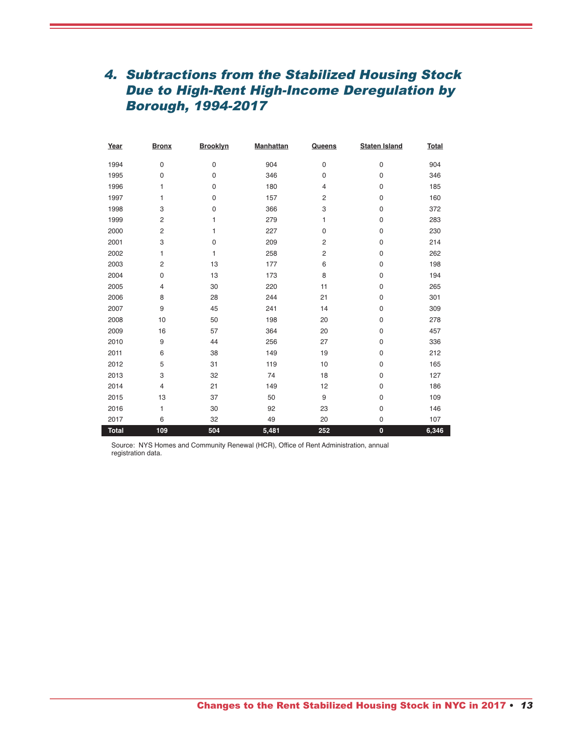## 4. *Subtractions from the Stabilized Housing Stock Due to High-Rent High-Income Deregulation by Borough, 1994-2017*

| Year | Bronx | Brooklyn | Manhattan | Queens | Staten Island | Total |
|---|---|---|---|---|---|---|
| 1994 | 0 | 0 | 904 | 0 | 0 | 904 |
| 1995 | 0 | 0 | 346 | 0 | 0 | 346 |
| 1996 | 1 | 0 | 180 | 4 | 0 | 185 |
| 1997 | 1 | 0 | 157 | 2 | 0 | 160 |
| 1998 | 3 | 0 | 366 | 3 | 0 | 372 |
| 1999 | 2 | 1 | 279 | 1 | 0 | 283 |
| 2000 | 2 | 1 | 227 | 0 | 0 | 230 |
| 2001 | 3 | 0 | 209 | 2 | 0 | 214 |
| 2002 | 1 | 1 | 258 | 2 | 0 | 262 |
| 2003 | 2 | 13 | 177 | 6 | 0 | 198 |
| 2004 | 0 | 13 | 173 | 8 | 0 | 194 |
| 2005 | 4 | 30 | 220 | 11 | 0 | 265 |
| 2006 | 8 | 28 | 244 | 21 | 0 | 301 |
| 2007 | 9 | 45 | 241 | 14 | 0 | 309 |
| 2008 | 10 | 50 | 198 | 20 | 0 | 278 |
| 2009 | 16 | 57 | 364 | 20 | 0 | 457 |
| 2010 | 9 | 44 | 256 | 27 | 0 | 336 |
| 2011 | 6 | 38 | 149 | 19 | 0 | 212 |
| 2012 | 5 | 31 | 119 | 10 | 0 | 165 |
| 2013 | 3 | 32 | 74 | 18 | 0 | 127 |
| 2014 | 4 | 21 | 149 | 12 | 0 | 186 |
| 2015 | 13 | 37 | 50 | 9 | 0 | 109 |
| 2016 | 1 | 30 | 92 | 23 | 0 | 146 |
| 2017 | 6 | 32 | 49 | 20 | 0 | 107 |
| **Total** | **109** | **504** | **5,481** | **252** | **0** | **6,346** |

Source: NYS Homes and Community Renewal (HCR), Office of Rent Administration, annual registration data.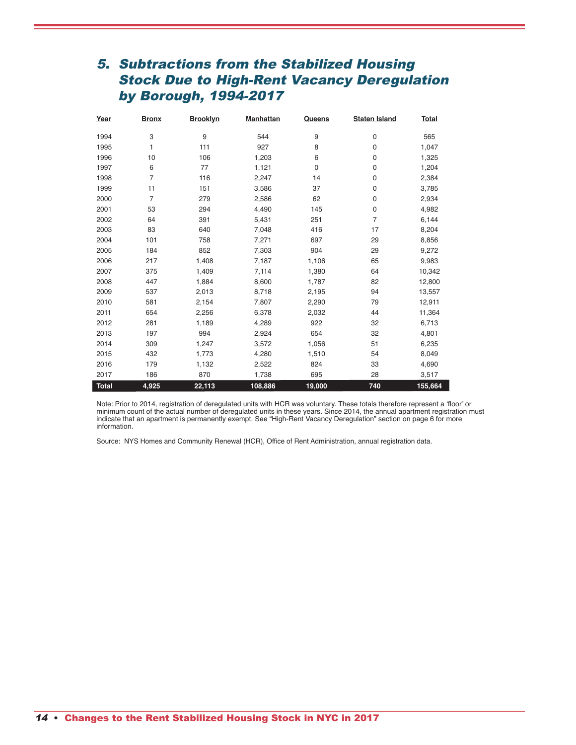## 5. Subtractions from the Stabilized Housing Stock Due to High-Rent Vacancy Deregulation by Borough, 1994-2017

| Year | Bronx | Brooklyn | Manhattan | Queens | Staten Island | Total |
|---|---|---|---|---|---|---|
| 1994 | 3 | 9 | 544 | 9 | 0 | 565 |
| 1995 | 1 | 111 | 927 | 8 | 0 | 1,047 |
| 1996 | 10 | 106 | 1,203 | 6 | 0 | 1,325 |
| 1997 | 6 | 77 | 1,121 | 0 | 0 | 1,204 |
| 1998 | 7 | 116 | 2,247 | 14 | 0 | 2,384 |
| 1999 | 11 | 151 | 3,586 | 37 | 0 | 3,785 |
| 2000 | 7 | 279 | 2,586 | 62 | 0 | 2,934 |
| 2001 | 53 | 294 | 4,490 | 145 | 0 | 4,982 |
| 2002 | 64 | 391 | 5,431 | 251 | 7 | 6,144 |
| 2003 | 83 | 640 | 7,048 | 416 | 17 | 8,204 |
| 2004 | 101 | 758 | 7,271 | 697 | 29 | 8,856 |
| 2005 | 184 | 852 | 7,303 | 904 | 29 | 9,272 |
| 2006 | 217 | 1,408 | 7,187 | 1,106 | 65 | 9,983 |
| 2007 | 375 | 1,409 | 7,114 | 1,380 | 64 | 10,342 |
| 2008 | 447 | 1,884 | 8,600 | 1,787 | 82 | 12,800 |
| 2009 | 537 | 2,013 | 8,718 | 2,195 | 94 | 13,557 |
| 2010 | 581 | 2,154 | 7,807 | 2,290 | 79 | 12,911 |
| 2011 | 654 | 2,256 | 6,378 | 2,032 | 44 | 11,364 |
| 2012 | 281 | 1,189 | 4,289 | 922 | 32 | 6,713 |
| 2013 | 197 | 994 | 2,924 | 654 | 32 | 4,801 |
| 2014 | 309 | 1,247 | 3,572 | 1,056 | 51 | 6,235 |
| 2015 | 432 | 1,773 | 4,280 | 1,510 | 54 | 8,049 |
| 2016 | 179 | 1,132 | 2,522 | 824 | 33 | 4,690 |
| 2017 | 186 | 870 | 1,738 | 695 | 28 | 3,517 |
| **Total** | **4,925** | **22,113** | **108,886** | **19,000** | **740** | **155,664** |

Note: Prior to 2014, registration of deregulated units with HCR was voluntary. These totals therefore represent a 'floor' or minimum count of the actual number of deregulated units in these years. Since 2014, the annual apartment registration must indicate that an apartment is permanently exempt. See "High-Rent Vacancy Deregulation" section on page 6 for more information.

Source: NYS Homes and Community Renewal (HCR), Office of Rent Administration, annual registration data.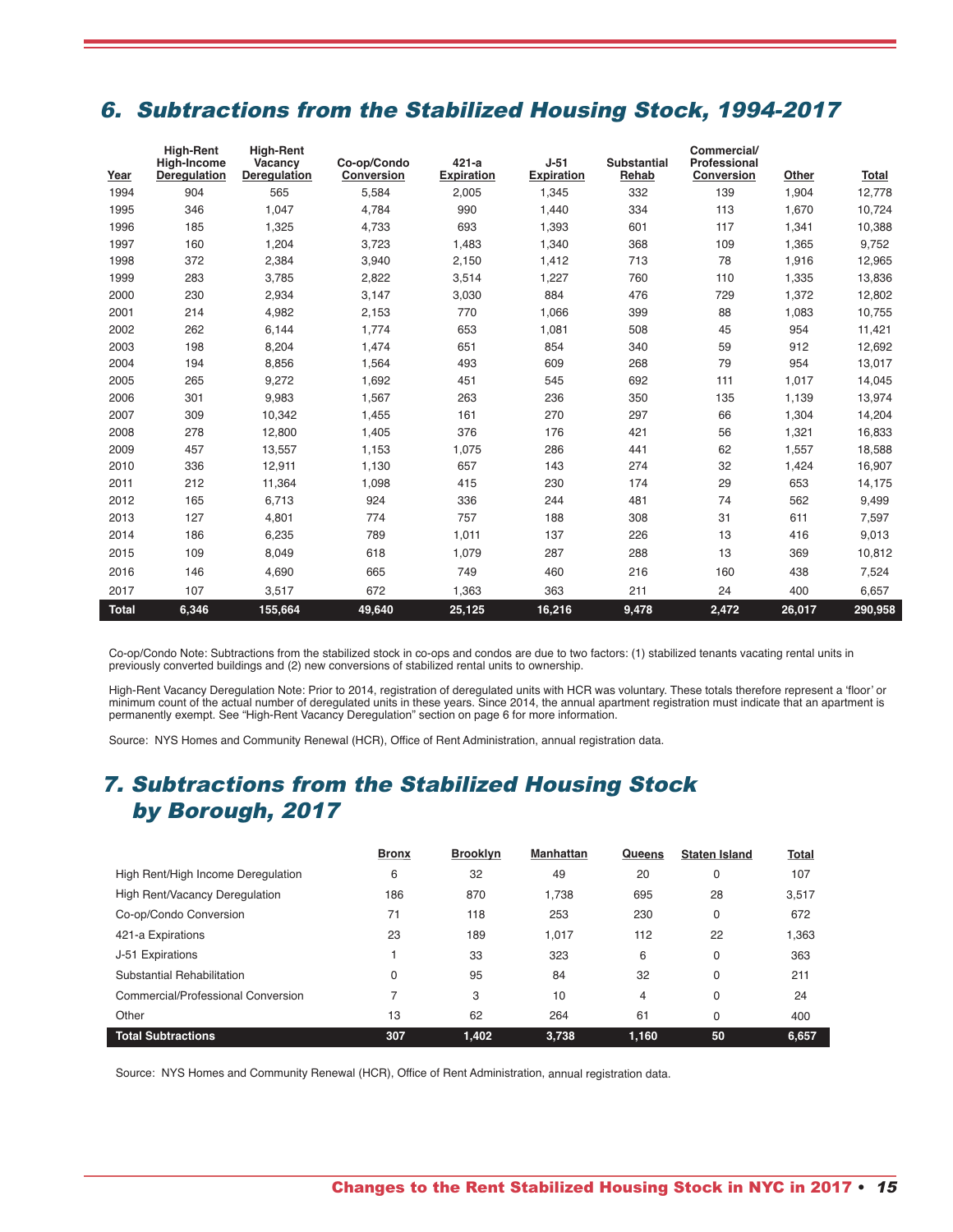## *6. Subtractions from the Stabilized Housing Stock, 1994-2017*

| Year | High-Rent High-Income Deregulation | High-Rent Vacancy Deregulation | Co-op/Condo Conversion | 421-a Expiration | J-51 Expiration | Substantial Rehab | Commercial/ Professional Conversion | Other | Total |
|---|---|---|---|---|---|---|---|---|---|
| 1994 | 904 | 565 | 5,584 | 2,005 | 1,345 | 332 | 139 | 1,904 | 12,778 |
| 1995 | 346 | 1,047 | 4,784 | 990 | 1,440 | 334 | 113 | 1,670 | 10,724 |
| 1996 | 185 | 1,325 | 4,733 | 693 | 1,393 | 601 | 117 | 1,341 | 10,388 |
| 1997 | 160 | 1,204 | 3,723 | 1,483 | 1,340 | 368 | 109 | 1,365 | 9,752 |
| 1998 | 372 | 2,384 | 3,940 | 2,150 | 1,412 | 713 | 78 | 1,916 | 12,965 |
| 1999 | 283 | 3,785 | 2,822 | 3,514 | 1,227 | 760 | 110 | 1,335 | 13,836 |
| 2000 | 230 | 2,934 | 3,147 | 3,030 | 884 | 476 | 729 | 1,372 | 12,802 |
| 2001 | 214 | 4,982 | 2,153 | 770 | 1,066 | 399 | 88 | 1,083 | 10,755 |
| 2002 | 262 | 6,144 | 1,774 | 653 | 1,081 | 508 | 45 | 954 | 11,421 |
| 2003 | 198 | 8,204 | 1,474 | 651 | 854 | 340 | 59 | 912 | 12,692 |
| 2004 | 194 | 8,856 | 1,564 | 493 | 609 | 268 | 79 | 954 | 13,017 |
| 2005 | 265 | 9,272 | 1,692 | 451 | 545 | 692 | 111 | 1,017 | 14,045 |
| 2006 | 301 | 9,983 | 1,567 | 263 | 236 | 350 | 135 | 1,139 | 13,974 |
| 2007 | 309 | 10,342 | 1,455 | 161 | 270 | 297 | 66 | 1,304 | 14,204 |
| 2008 | 278 | 12,800 | 1,405 | 376 | 176 | 421 | 56 | 1,321 | 16,833 |
| 2009 | 457 | 13,557 | 1,153 | 1,075 | 286 | 441 | 62 | 1,557 | 18,588 |
| 2010 | 336 | 12,911 | 1,130 | 657 | 143 | 274 | 32 | 1,424 | 16,907 |
| 2011 | 212 | 11,364 | 1,098 | 415 | 230 | 174 | 29 | 653 | 14,175 |
| 2012 | 165 | 6,713 | 924 | 336 | 244 | 481 | 74 | 562 | 9,499 |
| 2013 | 127 | 4,801 | 774 | 757 | 188 | 308 | 31 | 611 | 7,597 |
| 2014 | 186 | 6,235 | 789 | 1,011 | 137 | 226 | 13 | 416 | 9,013 |
| 2015 | 109 | 8,049 | 618 | 1,079 | 287 | 288 | 13 | 369 | 10,812 |
| 2016 | 146 | 4,690 | 665 | 749 | 460 | 216 | 160 | 438 | 7,524 |
| 2017 | 107 | 3,517 | 672 | 1,363 | 363 | 211 | 24 | 400 | 6,657 |
| **Total** | **6,346** | **155,664** | **49,640** | **25,125** | **16,216** | **9,478** | **2,472** | **26,017** | **290,958** |

Co-op/Condo Note: Subtractions from the stabilized stock in co-ops and condos are due to two factors: (1) stabilized tenants vacating rental units in previously converted buildings and (2) new conversions of stabilized rental units to ownership.

High-Rent Vacancy Deregulation Note: Prior to 2014, registration of deregulated units with HCR was voluntary. These totals therefore represent a 'floor' or minimum count of the actual number of deregulated units in these years. Since 2014, the annual apartment registration must indicate that an apartment is permanently exempt. See "High-Rent Vacancy Deregulation" section on page 6 for more information.

Source: NYS Homes and Community Renewal (HCR), Office of Rent Administration, annual registration data.

## *7. Subtractions from the Stabilized Housing Stock by Borough, 2017*

| | Bronx | Brooklyn | Manhattan | Queens | Staten Island | Total |
|---|---|---|---|---|---|---|
| High Rent/High Income Deregulation | 6 | 32 | 49 | 20 | 0 | 107 |
| High Rent/Vacancy Deregulation | 186 | 870 | 1,738 | 695 | 28 | 3,517 |
| Co-op/Condo Conversion | 71 | 118 | 253 | 230 | 0 | 672 |
| 421-a Expirations | 23 | 189 | 1,017 | 112 | 22 | 1,363 |
| J-51 Expirations | 1 | 33 | 323 | 6 | 0 | 363 |
| Substantial Rehabilitation | 0 | 95 | 84 | 32 | 0 | 211 |
| Commercial/Professional Conversion | 7 | 3 | 10 | 4 | 0 | 24 |
| Other | 13 | 62 | 264 | 61 | 0 | 400 |
| **Total Subtractions** | **307** | **1,402** | **3,738** | **1,160** | **50** | **6,657** |

Source: NYS Homes and Community Renewal (HCR), Office of Rent Administration, annual registration data.